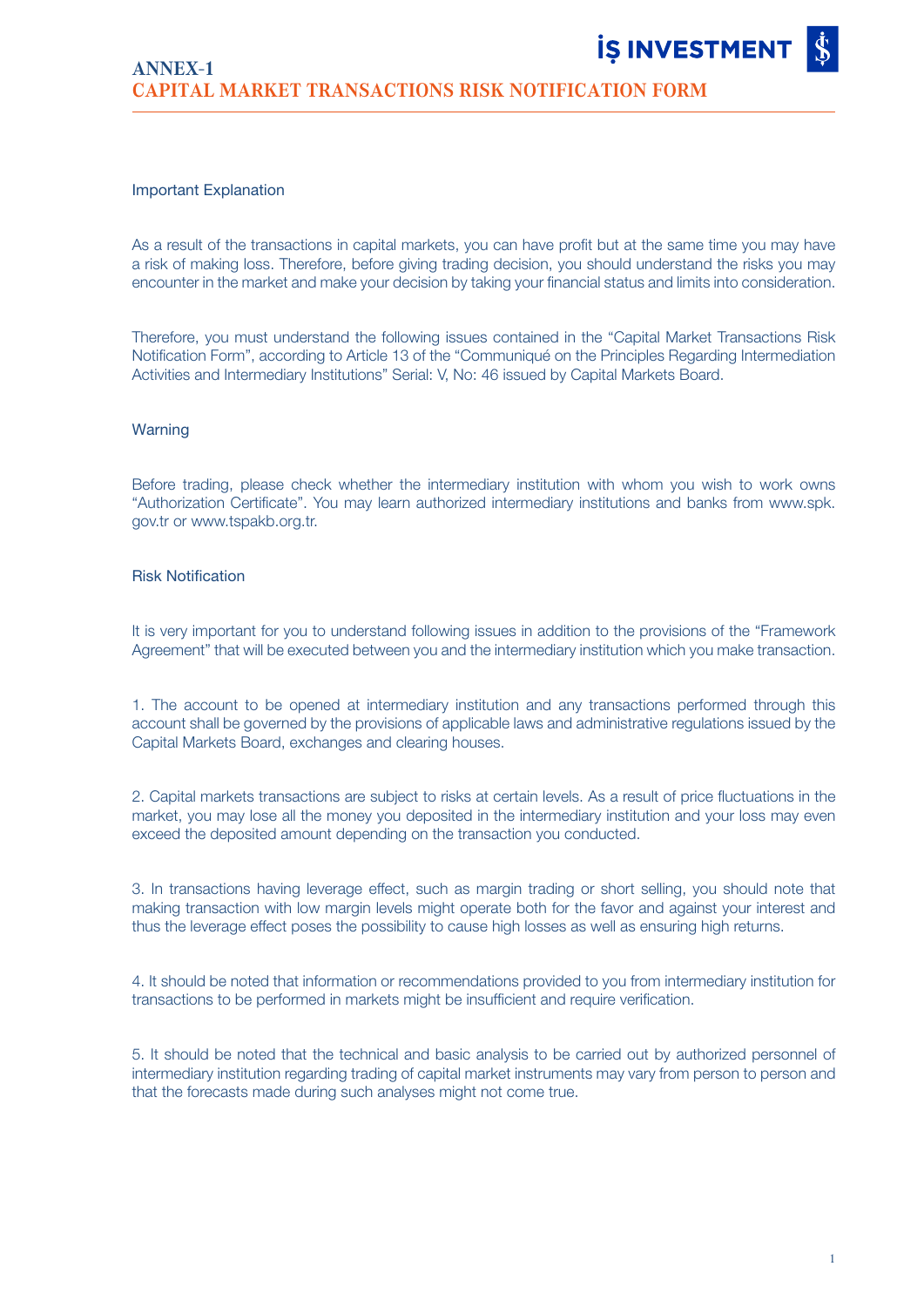# ANNEX-1
## CAPITAL MARKET TRANSACTIONS RISK NOTIFICATION FORM

### Important Explanation

As a result of the transactions in capital markets, you can have profit but at the same time you may have a risk of making loss. Therefore, before giving trading decision, you should understand the risks you may encounter in the market and make your decision by taking your financial status and limits into consideration.

Therefore, you must understand the following issues contained in the "Capital Market Transactions Risk Notification Form", according to Article 13 of the "Communiqué on the Principles Regarding Intermediation Activities and Intermediary Institutions" Serial: V, No: 46 issued by Capital Markets Board.

### Warning

Before trading, please check whether the intermediary institution with whom you wish to work owns "Authorization Certificate". You may learn authorized intermediary institutions and banks from www.spk.gov.tr or www.tspakb.org.tr.

### Risk Notification

It is very important for you to understand following issues in addition to the provisions of the "Framework Agreement" that will be executed between you and the intermediary institution which you make transaction.

1. The account to be opened at intermediary institution and any transactions performed through this account shall be governed by the provisions of applicable laws and administrative regulations issued by the Capital Markets Board, exchanges and clearing houses.

2. Capital markets transactions are subject to risks at certain levels. As a result of price fluctuations in the market, you may lose all the money you deposited in the intermediary institution and your loss may even exceed the deposited amount depending on the transaction you conducted.

3. In transactions having leverage effect, such as margin trading or short selling, you should note that making transaction with low margin levels might operate both for the favor and against your interest and thus the leverage effect poses the possibility to cause high losses as well as ensuring high returns.

4. It should be noted that information or recommendations provided to you from intermediary institution for transactions to be performed in markets might be insufficient and require verification.

5. It should be noted that the technical and basic analysis to be carried out by authorized personnel of intermediary institution regarding trading of capital market instruments may vary from person to person and that the forecasts made during such analyses might not come true.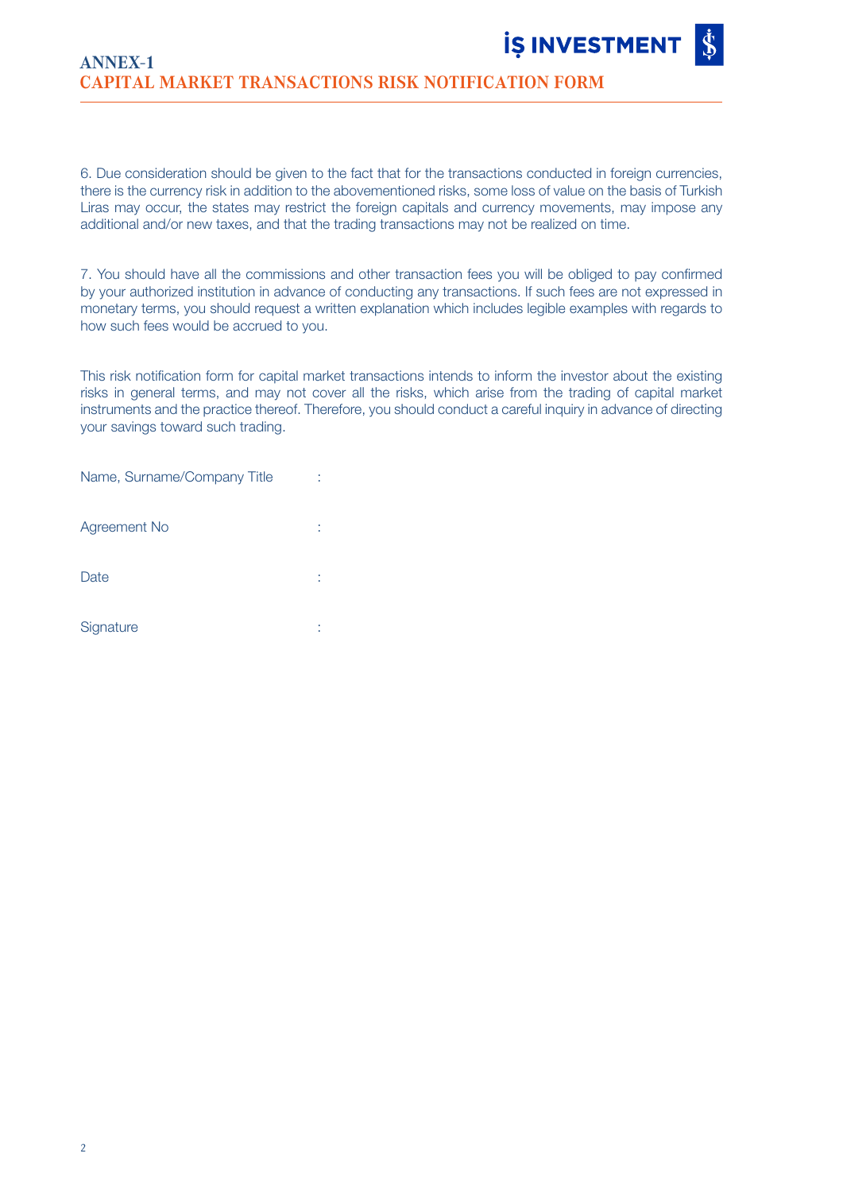6. Due consideration should be given to the fact that for the transactions conducted in foreign currencies, there is the currency risk in addition to the abovementioned risks, some loss of value on the basis of Turkish Liras may occur, the states may restrict the foreign capitals and currency movements, may impose any additional and/or new taxes, and that the trading transactions may not be realized on time.

7. You should have all the commissions and other transaction fees you will be obliged to pay confirmed by your authorized institution in advance of conducting any transactions. If such fees are not expressed in monetary terms, you should request a written explanation which includes legible examples with regards to how such fees would be accrued to you.

This risk notification form for capital market transactions intends to inform the investor about the existing risks in general terms, and may not cover all the risks, which arise from the trading of capital market instruments and the practice thereof. Therefore, you should conduct a careful inquiry in advance of directing your savings toward such trading.

Name, Surname/Company Title :

Agreement No :

Date :

Signature :